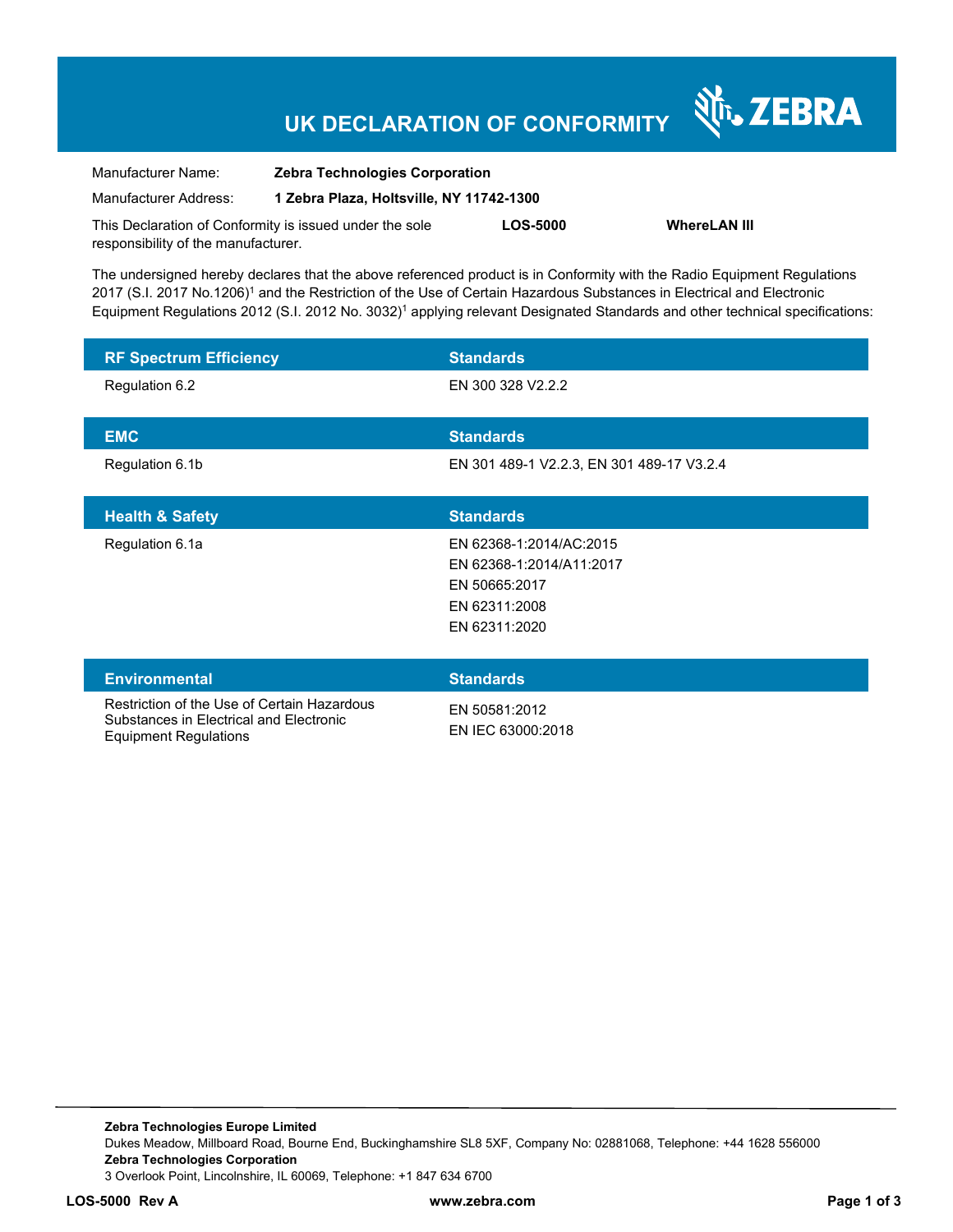# UK DECLARATION OF CONFORMITY

ZEBRA

| | |
|---|---|
| Manufacturer Name: | **Zebra Technologies Corporation** |
| Manufacturer Address: | **1 Zebra Plaza, Holtsville, NY 11742-1300** |

This Declaration of Conformity is issued under the sole responsibility of the manufacturer. **LOS-5000** **WhereLAN III**

The undersigned hereby declares that the above referenced product is in Conformity with the Radio Equipment Regulations 2017 (S.I. 2017 No.1206)[1] and the Restriction of the Use of Certain Hazardous Substances in Electrical and Electronic Equipment Regulations 2012 (S.I. 2012 No. 3032)[1] applying relevant Designated Standards and other technical specifications:

| RF Spectrum Efficiency | Standards |
|---|---|
| Regulation 6.2 | EN 300 328 V2.2.2 |

| EMC | Standards |
|---|---|
| Regulation 6.1b | EN 301 489-1 V2.2.3, EN 301 489-17 V3.2.4 |

| Health & Safety | Standards |
|---|---|
| Regulation 6.1a | EN 62368-1:2014/AC:2015<br>EN 62368-1:2014/A11:2017<br>EN 50665:2017<br>EN 62311:2008<br>EN 62311:2020 |

| Environmental | Standards |
|---|---|
| Restriction of the Use of Certain Hazardous Substances in Electrical and Electronic Equipment Regulations | EN 50581:2012<br>EN IEC 63000:2018 |

**Zebra Technologies Europe Limited**
Dukes Meadow, Millboard Road, Bourne End, Buckinghamshire SL8 5XF, Company No: 02881068, Telephone: +44 1628 556000
**Zebra Technologies Corporation**
3 Overlook Point, Lincolnshire, IL 60069, Telephone: +1 847 634 6700

**LOS-5000 Rev A** **www.zebra.com**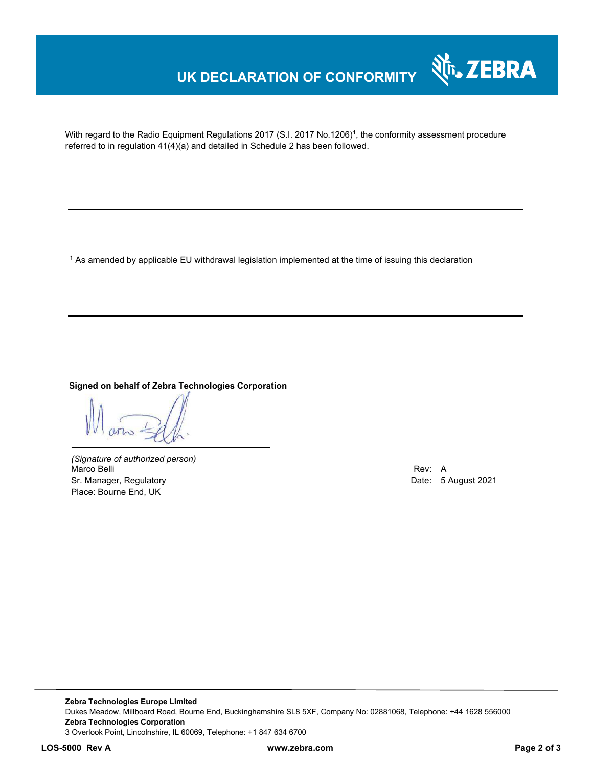# UK DECLARATION OF CONFORMITY

With regard to the Radio Equipment Regulations 2017 (S.I. 2017 No.1206)[1], the conformity assessment procedure referred to in regulation 41(4)(a) and detailed in Schedule 2 has been followed.

---

[1] As amended by applicable EU withdrawal legislation implemented at the time of issuing this declaration

---

**Signed on behalf of Zebra Technologies Corporation**

*(Signature of authorized person)*
Marco Belli
Sr. Manager, Regulatory
Place: Bourne End, UK

Rev: A
Date: 5 August 2021

**Zebra Technologies Europe Limited**
Dukes Meadow, Millboard Road, Bourne End, Buckinghamshire SL8 5XF, Company No: 02881068, Telephone: +44 1628 556000
**Zebra Technologies Corporation**
3 Overlook Point, Lincolnshire, IL 60069, Telephone: +1 847 634 6700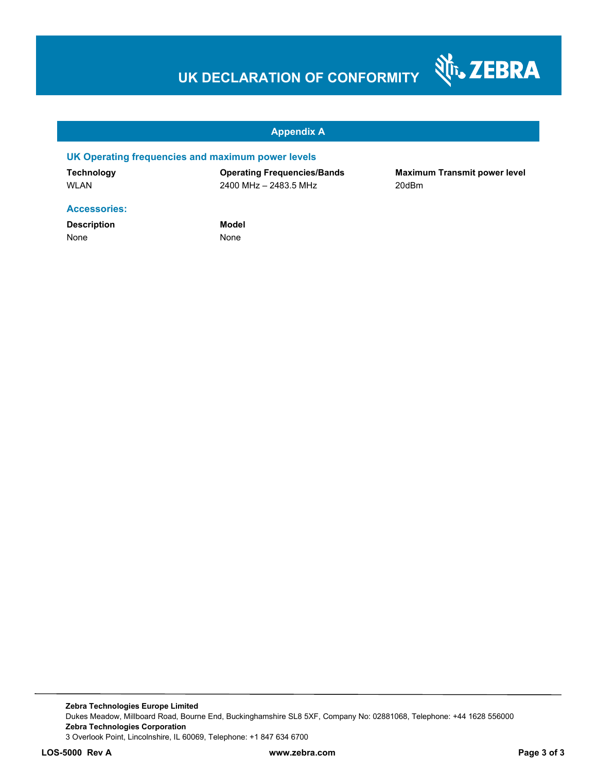# UK DECLARATION OF CONFORMITY

## Appendix A

### UK Operating frequencies and maximum power levels

| Technology | Operating Frequencies/Bands | Maximum Transmit power level |
| --- | --- | --- |
| WLAN | 2400 MHz – 2483.5 MHz | 20dBm |

### Accessories:

| Description | Model |
| --- | --- |
| None | None |

**Zebra Technologies Europe Limited**
Dukes Meadow, Millboard Road, Bourne End, Buckinghamshire SL8 5XF, Company No: 02881068, Telephone: +44 1628 556000
**Zebra Technologies Corporation**
3 Overlook Point, Lincolnshire, IL 60069, Telephone: +1 847 634 6700

**LOS-5000 Rev A** **www.zebra.com**